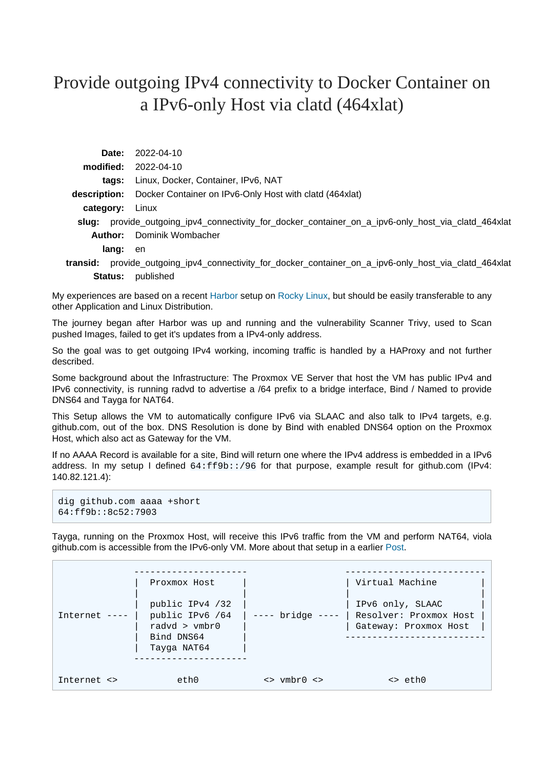# Provide outgoing IPv4 connectivity to Docker Container on a IPv6-only Host via clatd (464xlat)

**Date:** 2022-04-10
**modified:** 2022-04-10
**tags:** Linux, Docker, Container, IPv6, NAT
**description:** Docker Container on IPv6-Only Host with clatd (464xlat)
**category:** Linux
**slug:** provide_outgoing_ipv4_connectivity_for_docker_container_on_a_ipv6-only_host_via_clatd_464xlat
**Author:** Dominik Wombacher
**lang:** en
**transid:** provide_outgoing_ipv4_connectivity_for_docker_container_on_a_ipv6-only_host_via_clatd_464xlat
**Status:** published

My experiences are based on a recent Harbor setup on Rocky Linux, but should be easily transferable to any other Application and Linux Distribution.

The journey began after Harbor was up and running and the vulnerability Scanner Trivy, used to Scan pushed Images, failed to get it's updates from a IPv4-only address.

So the goal was to get outgoing IPv4 working, incoming traffic is handled by a HAProxy and not further described.

Some background about the Infrastructure: The Proxmox VE Server that host the VM has public IPv4 and IPv6 connectivity, is running radvd to advertise a /64 prefix to a bridge interface, Bind / Named to provide DNS64 and Tayga for NAT64.

This Setup allows the VM to automatically configure IPv6 via SLAAC and also talk to IPv4 targets, e.g. github.com, out of the box. DNS Resolution is done by Bind with enabled DNS64 option on the Proxmox Host, which also act as Gateway for the VM.

If no AAAA Record is available for a site, Bind will return one where the IPv4 address is embedded in a IPv6 address. In my setup I defined `64:ff9b::/96` for that purpose, example result for github.com (IPv4: 140.82.121.4):

```
dig github.com aaaa +short
64:ff9b::8c52:7903
```

Tayga, running on the Proxmox Host, will receive this IPv6 traffic from the VM and perform NAT64, viola github.com is accessible from the IPv6-only VM. More about that setup in a earlier Post.

```
               ---------------------                   -------------------------
              |  Proxmox Host       |                 | Virtual Machine         |
              |                     |                 |                         |
              |  public IPv4 /32    |                 | IPv6 only, SLAAC        |
Internet ---- |  public IPv6 /64    | ---- bridge ---- | Resolver: Proxmox Host  |
              |  radvd > vmbr0      |                 | Gateway: Proxmox Host   |
              |  Bind DNS64         |                  -------------------------
              |  Tayga NAT64        |
               ---------------------

Internet <>           eth0          <> vmbr0 <>            <> eth0
```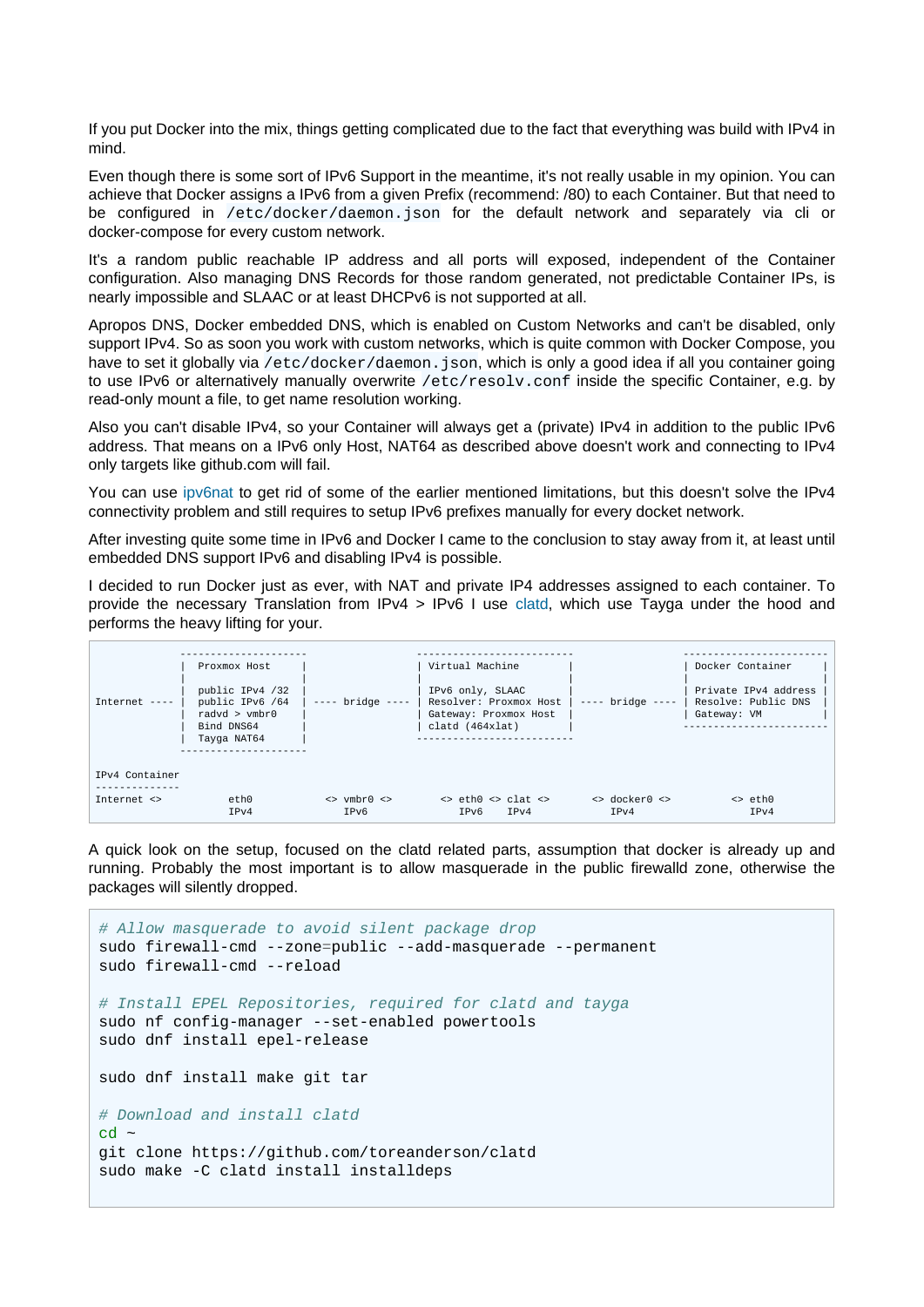If you put Docker into the mix, things getting complicated due to the fact that everything was build with IPv4 in mind.

Even though there is some sort of IPv6 Support in the meantime, it's not really usable in my opinion. You can achieve that Docker assigns a IPv6 from a given Prefix (recommend: /80) to each Container. But that need to be configured in `/etc/docker/daemon.json` for the default network and separately via cli or docker-compose for every custom network.

It's a random public reachable IP address and all ports will exposed, independent of the Container configuration. Also managing DNS Records for those random generated, not predictable Container IPs, is nearly impossible and SLAAC or at least DHCPv6 is not supported at all.

Apropos DNS, Docker embedded DNS, which is enabled on Custom Networks and can't be disabled, only support IPv4. So as soon you work with custom networks, which is quite common with Docker Compose, you have to set it globally via `/etc/docker/daemon.json`, which is only a good idea if all you container going to use IPv6 or alternatively manually overwrite `/etc/resolv.conf` inside the specific Container, e.g. by read-only mount a file, to get name resolution working.

Also you can't disable IPv4, so your Container will always get a (private) IPv4 in addition to the public IPv6 address. That means on a IPv6 only Host, NAT64 as described above doesn't work and connecting to IPv4 only targets like github.com will fail.

You can use ipv6nat to get rid of some of the earlier mentioned limitations, but this doesn't solve the IPv4 connectivity problem and still requires to setup IPv6 prefixes manually for every docket network.

After investing quite some time in IPv6 and Docker I came to the conclusion to stay away from it, at least until embedded DNS support IPv6 and disabling IPv4 is possible.

I decided to run Docker just as ever, with NAT and private IP4 addresses assigned to each container. To provide the necessary Translation from IPv4 > IPv6 I use clatd, which use Tayga under the hood and performs the heavy lifting for your.

```
           --------------------                       ------------------------                       -----------------------
           | Proxmox Host      |                      | Virtual Machine        |                     | Docker Container     |
           |                   |                      |                        |                     |                      |
           | public IPv4 /32   |                      | IPv6 only, SLAAC       |                     | Private IPv4 address |
Internet ---- | public IPv6 /64 | ---- bridge ----    | Resolver: Proxmox Host | ---- bridge ----    | Resolve: Public DNS  |
           | radvd > vmbr0     |                      | Gateway: Proxmox Host  |                     | Gateway: VM          |
           | Bind DNS64        |                      | clatd (464xlat)        |                     -----------------------
           | Tayga NAT64       |                      ------------------------
           --------------------

IPv4 Container
--------------
Internet <>        eth0          <> vmbr0 <>        <> eth0 <> clat <>        <> docker0 <>        <> eth0
                   IPv4             IPv6               IPv6     IPv4             IPv4                 IPv4
```

A quick look on the setup, focused on the clatd related parts, assumption that docker is already up and running. Probably the most important is to allow masquerade in the public firewalld zone, otherwise the packages will silently dropped.

```
# Allow masquerade to avoid silent package drop
sudo firewall-cmd --zone=public --add-masquerade --permanent
sudo firewall-cmd --reload

# Install EPEL Repositories, required for clatd and tayga
sudo nf config-manager --set-enabled powertools
sudo dnf install epel-release

sudo dnf install make git tar

# Download and install clatd
cd ~
git clone https://github.com/toreanderson/clatd
sudo make -C clatd install installdeps
```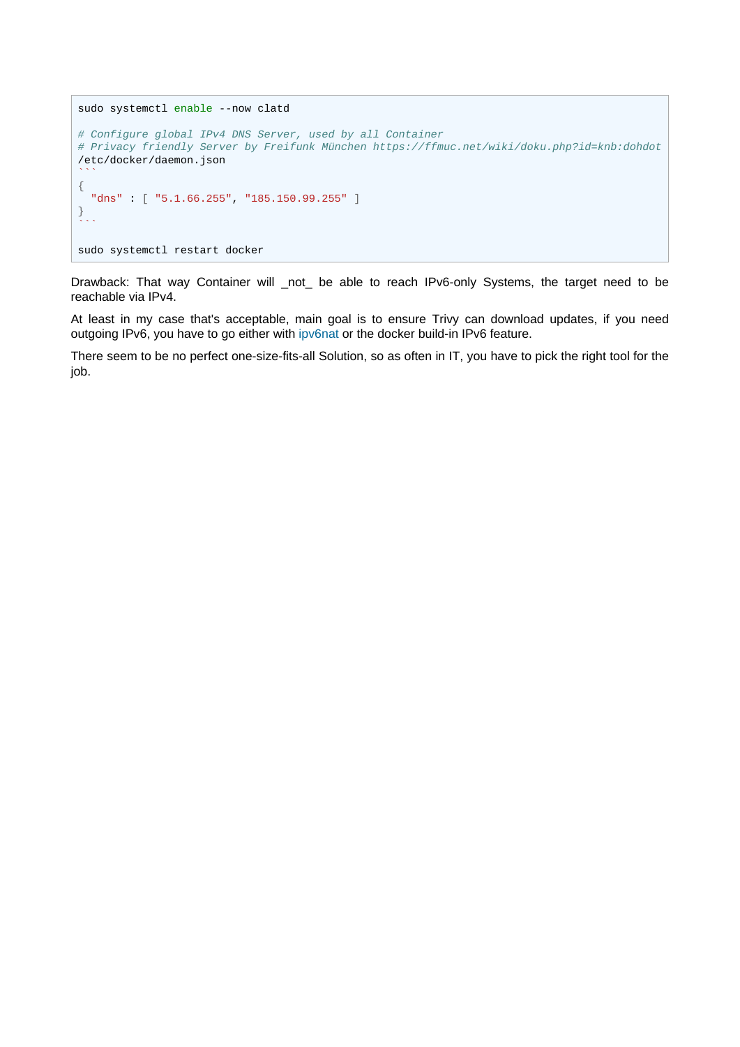```
sudo systemctl enable --now clatd

# Configure global IPv4 DNS Server, used by all Container
# Privacy friendly Server by Freifunk München https://ffmuc.net/wiki/doku.php?id=knb:dohdot
/etc/docker/daemon.json
```
{
  "dns" : [ "5.1.66.255", "185.150.99.255" ]
}
```

sudo systemctl restart docker
```

Drawback: That way Container will _not_ be able to reach IPv6-only Systems, the target need to be reachable via IPv4.

At least in my case that's acceptable, main goal is to ensure Trivy can download updates, if you need outgoing IPv6, you have to go either with ipv6nat or the docker build-in IPv6 feature.

There seem to be no perfect one-size-fits-all Solution, so as often in IT, you have to pick the right tool for the job.